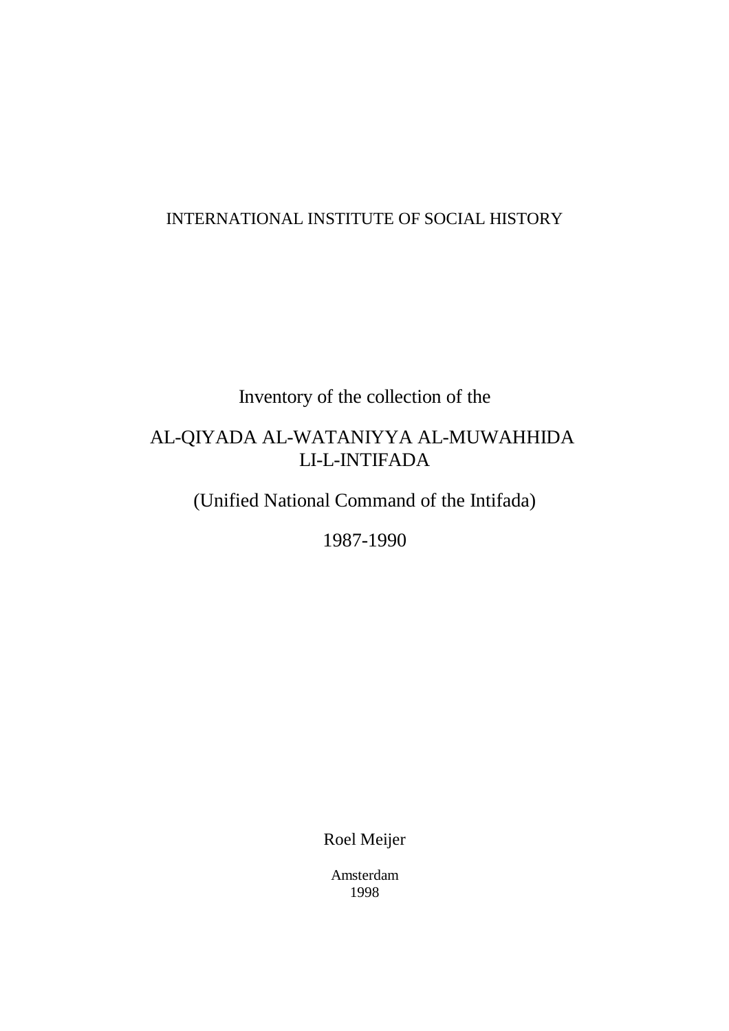INTERNATIONAL INSTITUTE OF SOCIAL HISTORY

# Inventory of the collection of the

# AL-QIYADA AL-WATANIYYA AL-MUWAHHIDA LI-L-INTIFADA

## (Unified National Command of the Intifada)

## 1987-1990

Roel Meijer

Amsterdam
1998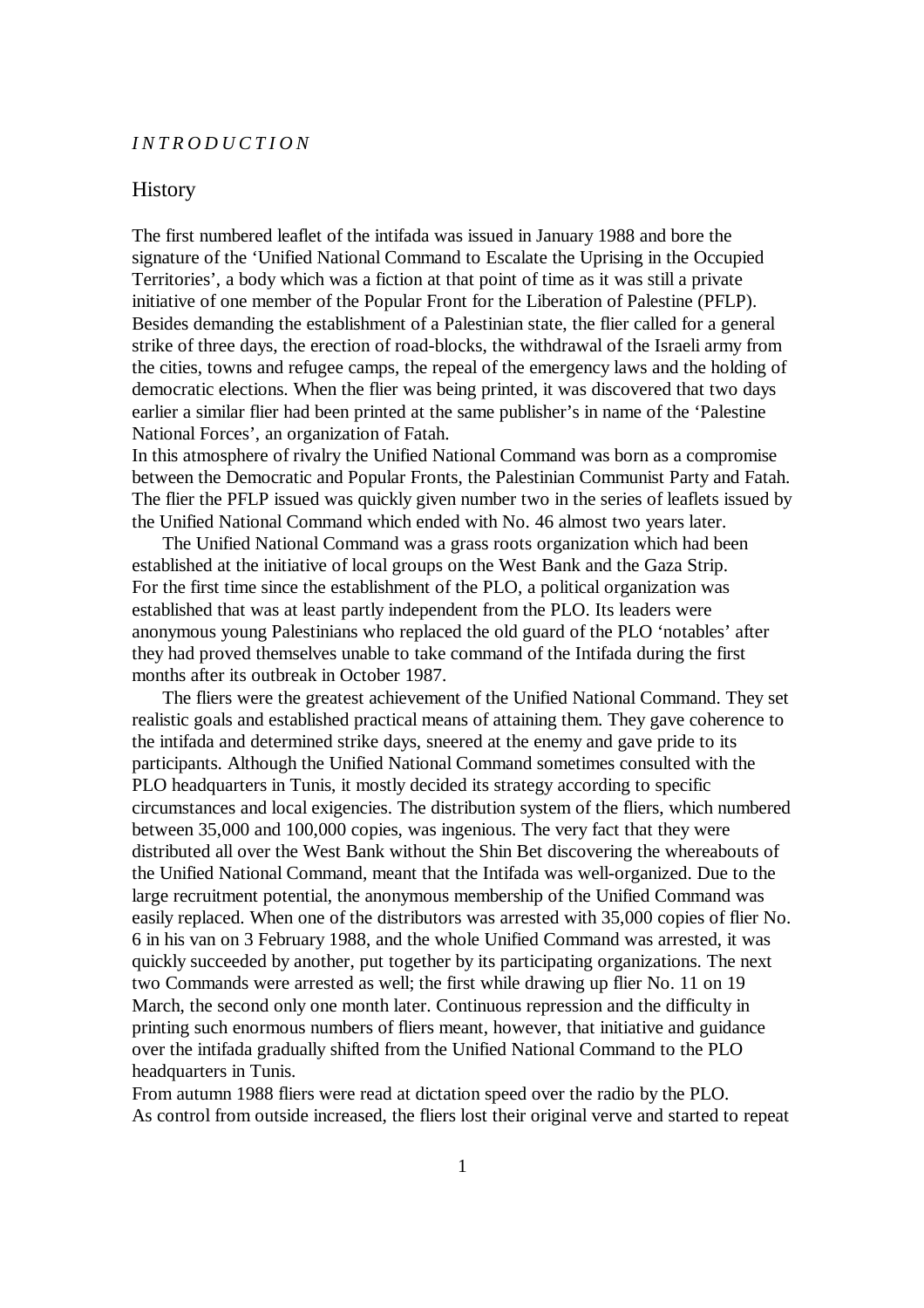*INTRODUCTION*

## History

The first numbered leaflet of the intifada was issued in January 1988 and bore the signature of the 'Unified National Command to Escalate the Uprising in the Occupied Territories', a body which was a fiction at that point of time as it was still a private initiative of one member of the Popular Front for the Liberation of Palestine (PFLP). Besides demanding the establishment of a Palestinian state, the flier called for a general strike of three days, the erection of road-blocks, the withdrawal of the Israeli army from the cities, towns and refugee camps, the repeal of the emergency laws and the holding of democratic elections. When the flier was being printed, it was discovered that two days earlier a similar flier had been printed at the same publisher's in name of the 'Palestine National Forces', an organization of Fatah.
In this atmosphere of rivalry the Unified National Command was born as a compromise between the Democratic and Popular Fronts, the Palestinian Communist Party and Fatah. The flier the PFLP issued was quickly given number two in the series of leaflets issued by the Unified National Command which ended with No. 46 almost two years later.

The Unified National Command was a grass roots organization which had been established at the initiative of local groups on the West Bank and the Gaza Strip. For the first time since the establishment of the PLO, a political organization was established that was at least partly independent from the PLO. Its leaders were anonymous young Palestinians who replaced the old guard of the PLO 'notables' after they had proved themselves unable to take command of the Intifada during the first months after its outbreak in October 1987.

The fliers were the greatest achievement of the Unified National Command. They set realistic goals and established practical means of attaining them. They gave coherence to the intifada and determined strike days, sneered at the enemy and gave pride to its participants. Although the Unified National Command sometimes consulted with the PLO headquarters in Tunis, it mostly decided its strategy according to specific circumstances and local exigencies. The distribution system of the fliers, which numbered between 35,000 and 100,000 copies, was ingenious. The very fact that they were distributed all over the West Bank without the Shin Bet discovering the whereabouts of the Unified National Command, meant that the Intifada was well-organized. Due to the large recruitment potential, the anonymous membership of the Unified Command was easily replaced. When one of the distributors was arrested with 35,000 copies of flier No. 6 in his van on 3 February 1988, and the whole Unified Command was arrested, it was quickly succeeded by another, put together by its participating organizations. The next two Commands were arrested as well; the first while drawing up flier No. 11 on 19 March, the second only one month later. Continuous repression and the difficulty in printing such enormous numbers of fliers meant, however, that initiative and guidance over the intifada gradually shifted from the Unified National Command to the PLO headquarters in Tunis.
From autumn 1988 fliers were read at dictation speed over the radio by the PLO.
As control from outside increased, the fliers lost their original verve and started to repeat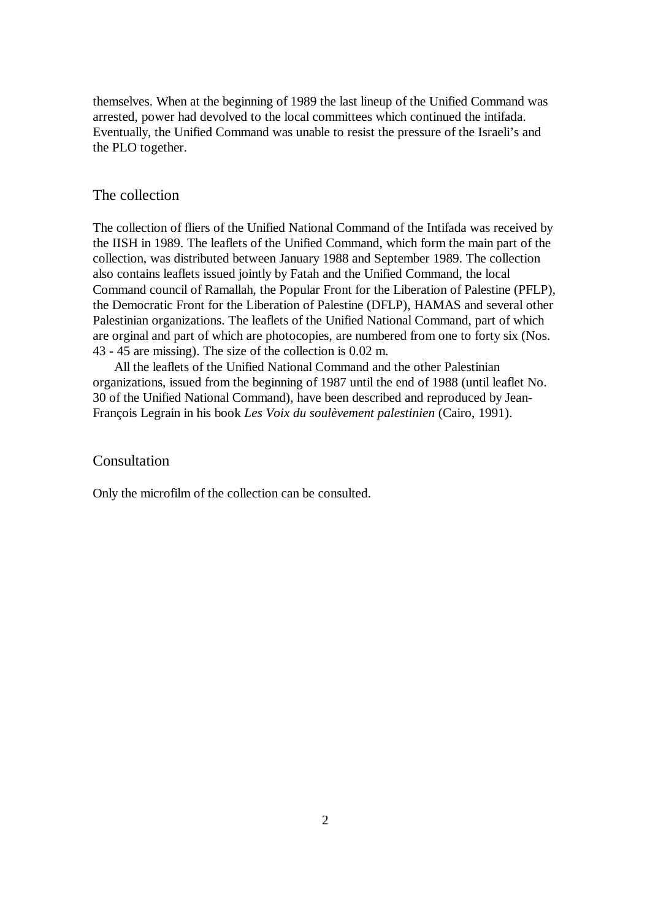themselves. When at the beginning of 1989 the last lineup of the Unified Command was arrested, power had devolved to the local committees which continued the intifada. Eventually, the Unified Command was unable to resist the pressure of the Israeli's and the PLO together.

## The collection

The collection of fliers of the Unified National Command of the Intifada was received by the IISH in 1989. The leaflets of the Unified Command, which form the main part of the collection, was distributed between January 1988 and September 1989. The collection also contains leaflets issued jointly by Fatah and the Unified Command, the local Command council of Ramallah, the Popular Front for the Liberation of Palestine (PFLP), the Democratic Front for the Liberation of Palestine (DFLP), HAMAS and several other Palestinian organizations. The leaflets of the Unified National Command, part of which are orginal and part of which are photocopies, are numbered from one to forty six (Nos. 43 - 45 are missing). The size of the collection is 0.02 m.

All the leaflets of the Unified National Command and the other Palestinian organizations, issued from the beginning of 1987 until the end of 1988 (until leaflet No. 30 of the Unified National Command), have been described and reproduced by Jean-François Legrain in his book *Les Voix du soulèvement palestinien* (Cairo, 1991).

## Consultation

Only the microfilm of the collection can be consulted.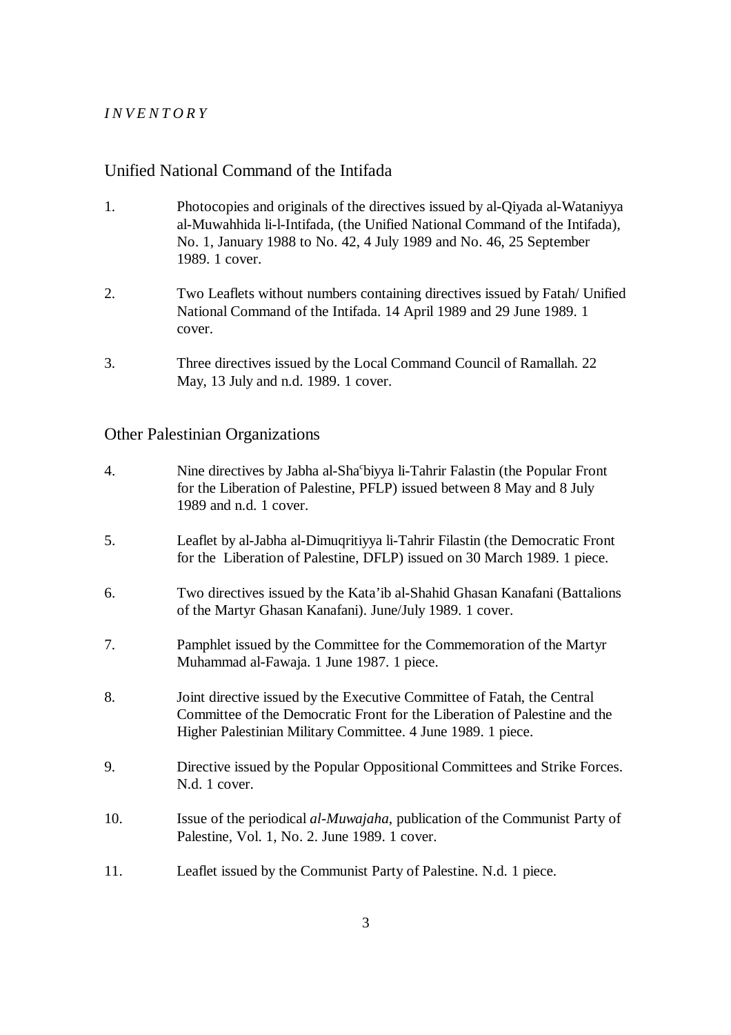*I N V E N T O R Y*

## Unified National Command of the Intifada

1. Photocopies and originals of the directives issued by al-Qiyada al-Wataniyya al-Muwahhida li-l-Intifada, (the Unified National Command of the Intifada), No. 1, January 1988 to No. 42, 4 July 1989 and No. 46, 25 September 1989. 1 cover.

2. Two Leaflets without numbers containing directives issued by Fatah/ Unified National Command of the Intifada. 14 April 1989 and 29 June 1989. 1 cover.

3. Three directives issued by the Local Command Council of Ramallah. 22 May, 13 July and n.d. 1989. 1 cover.

## Other Palestinian Organizations

4. Nine directives by Jabha al-Sha[c]biyya li-Tahrir Falastin (the Popular Front for the Liberation of Palestine, PFLP) issued between 8 May and 8 July 1989 and n.d. 1 cover.

5. Leaflet by al-Jabha al-Dimuqritiyya li-Tahrir Filastin (the Democratic Front for the Liberation of Palestine, DFLP) issued on 30 March 1989. 1 piece.

6. Two directives issued by the Kata'ib al-Shahid Ghasan Kanafani (Battalions of the Martyr Ghasan Kanafani). June/July 1989. 1 cover.

7. Pamphlet issued by the Committee for the Commemoration of the Martyr Muhammad al-Fawaja. 1 June 1987. 1 piece.

8. Joint directive issued by the Executive Committee of Fatah, the Central Committee of the Democratic Front for the Liberation of Palestine and the Higher Palestinian Military Committee. 4 June 1989. 1 piece.

9. Directive issued by the Popular Oppositional Committees and Strike Forces. N.d. 1 cover.

10. Issue of the periodical *al-Muwajaha*, publication of the Communist Party of Palestine, Vol. 1, No. 2. June 1989. 1 cover.

11. Leaflet issued by the Communist Party of Palestine. N.d. 1 piece.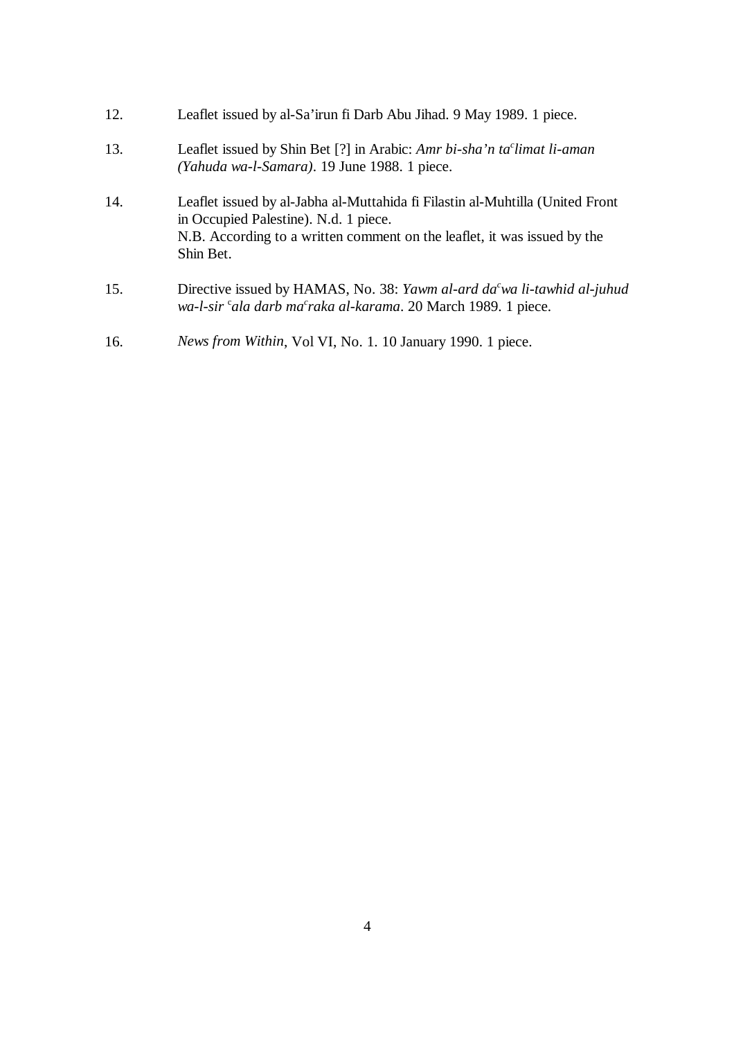12. Leaflet issued by al-Sa'irun fi Darb Abu Jihad. 9 May 1989. 1 piece.

13. Leaflet issued by Shin Bet [?] in Arabic: *Amr bi-sha'n ta^c^limat li-aman (Yahuda wa-l-Samara)*. 19 June 1988. 1 piece.

14. Leaflet issued by al-Jabha al-Muttahida fi Filastin al-Muhtilla (United Front in Occupied Palestine). N.d. 1 piece.
    N.B. According to a written comment on the leaflet, it was issued by the Shin Bet.

15. Directive issued by HAMAS, No. 38: *Yawm al-ard da^c^wa li-tawhid al-juhud wa-l-sir ^c^ala darb ma^c^raka al-karama*. 20 March 1989. 1 piece.

16. *News from Within*, Vol VI, No. 1. 10 January 1990. 1 piece.